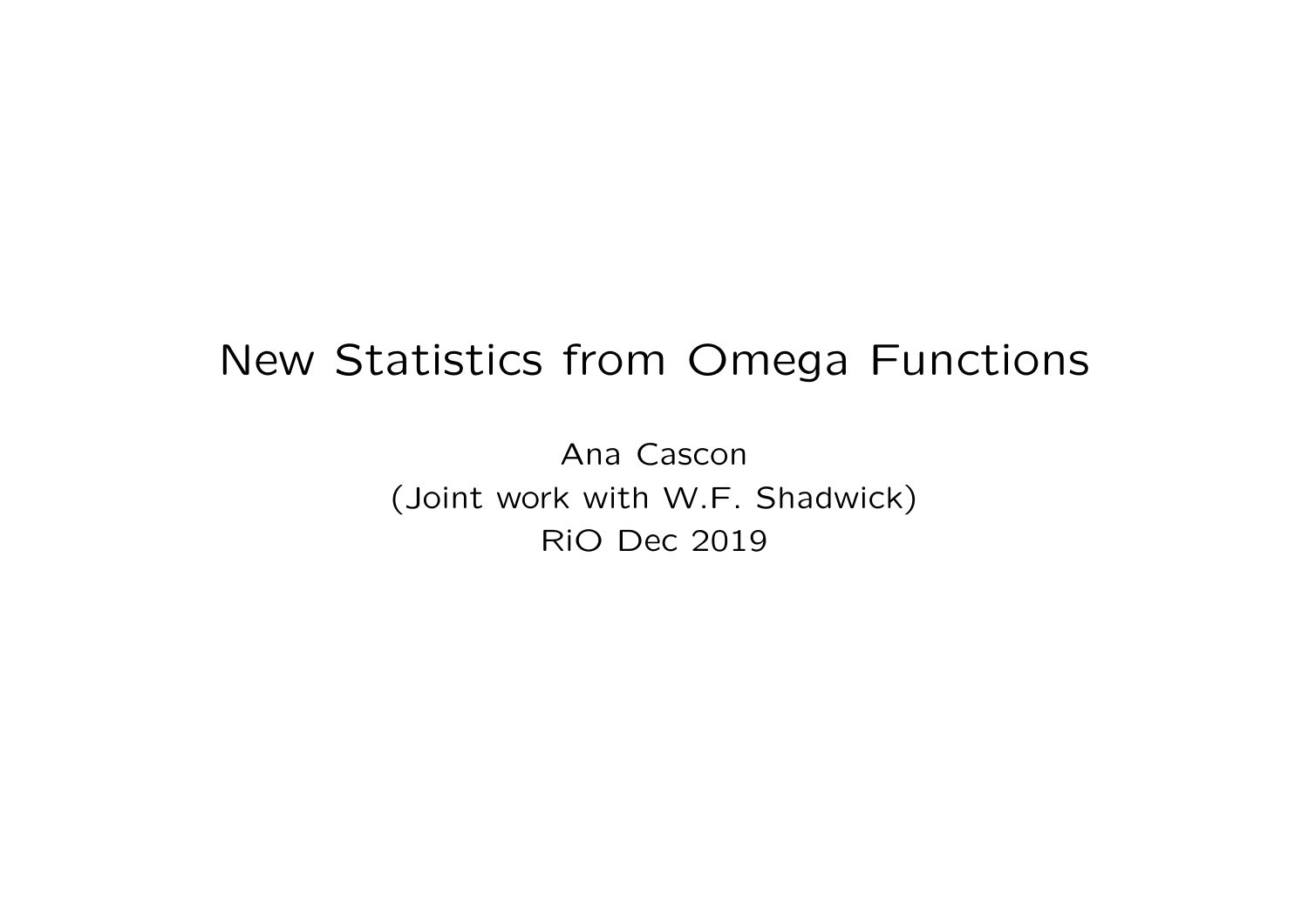# New Statistics from Omega Functions

Ana Cascon
(Joint work with W.F. Shadwick)
RiO Dec 2019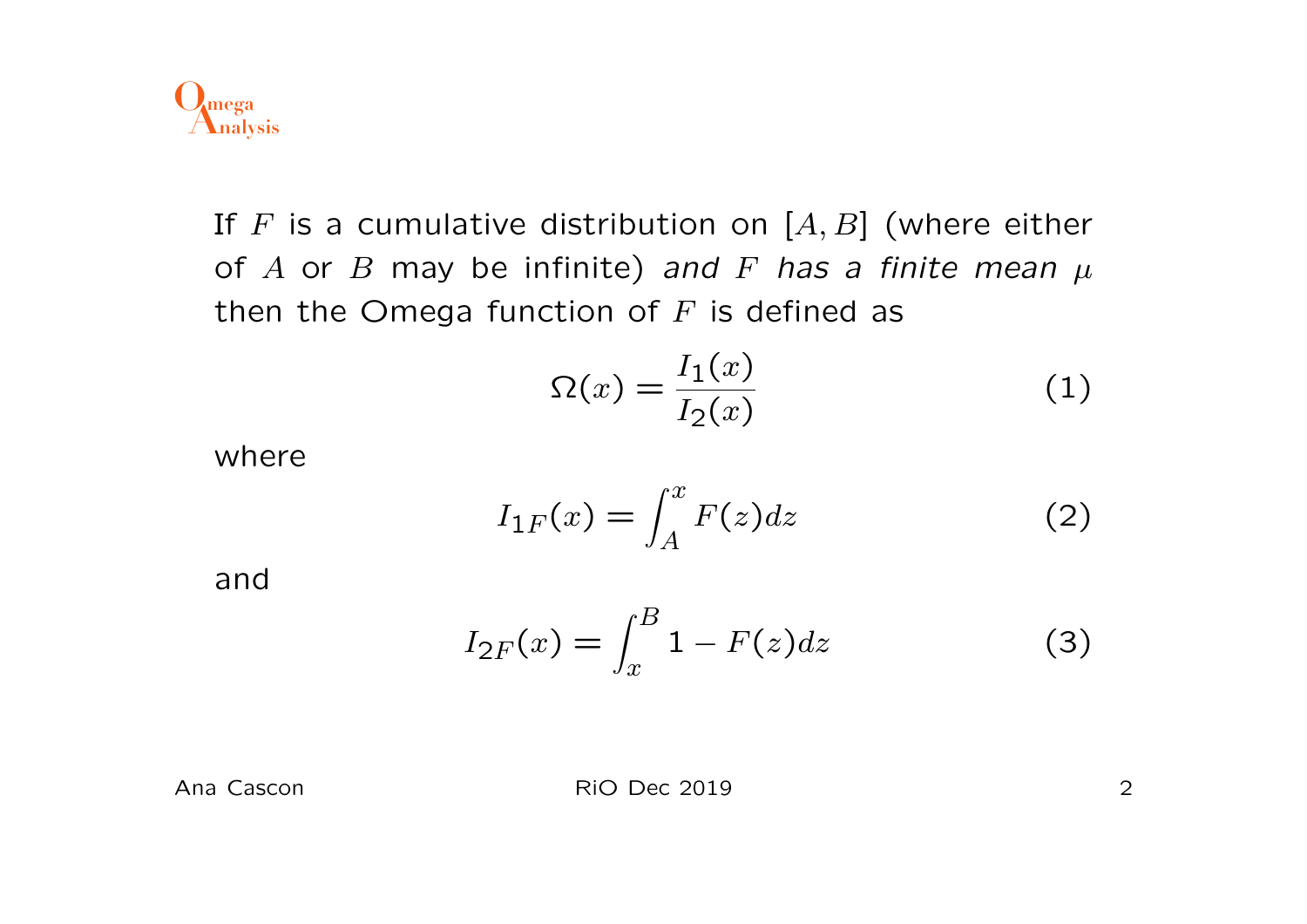If $F$ is a cumulative distribution on $[A, B]$ (where either of $A$ or $B$ may be infinite) *and $F$ has a finite mean $\mu$* then the Omega function of $F$ is defined as

$$\Omega(x) = \frac{I_1(x)}{I_2(x)} \tag{1}$$

where

$$I_{1F}(x) = \int_A^x F(z)dz \tag{2}$$

and

$$I_{2F}(x) = \int_x^B 1 - F(z)dz \tag{3}$$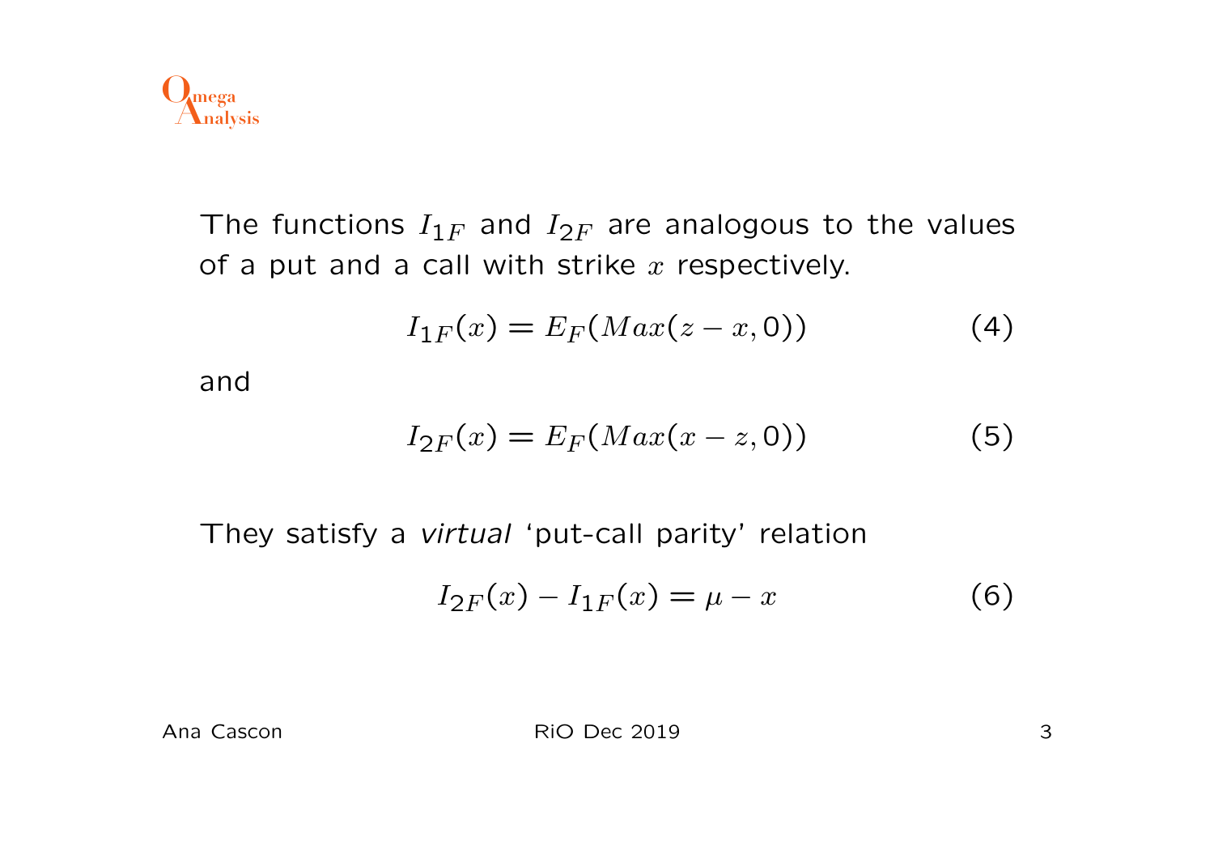The functions $I_{1F}$ and $I_{2F}$ are analogous to the values of a put and a call with strike $x$ respectively.

$$I_{1F}(x) = E_F(Max(z - x, 0)) \tag{4}$$

and

$$I_{2F}(x) = E_F(Max(x - z, 0)) \tag{5}$$

They satisfy a *virtual* 'put-call parity' relation

$$I_{2F}(x) - I_{1F}(x) = \mu - x \tag{6}$$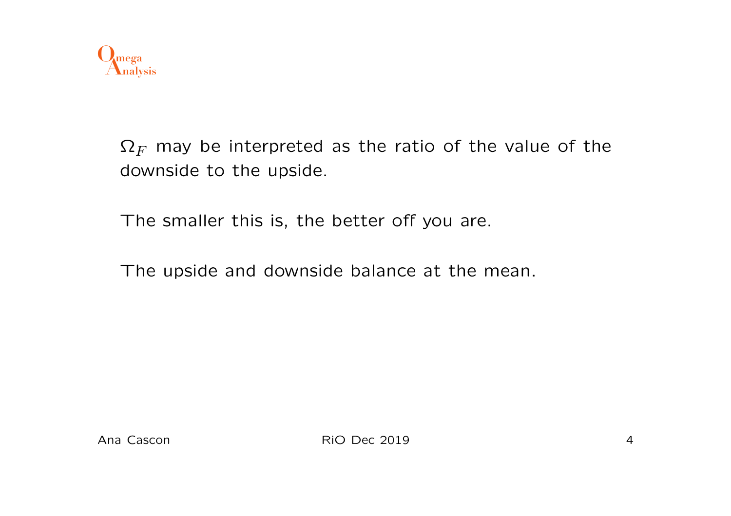$\Omega_F$ may be interpreted as the ratio of the value of the downside to the upside.

The smaller this is, the better off you are.

The upside and downside balance at the mean.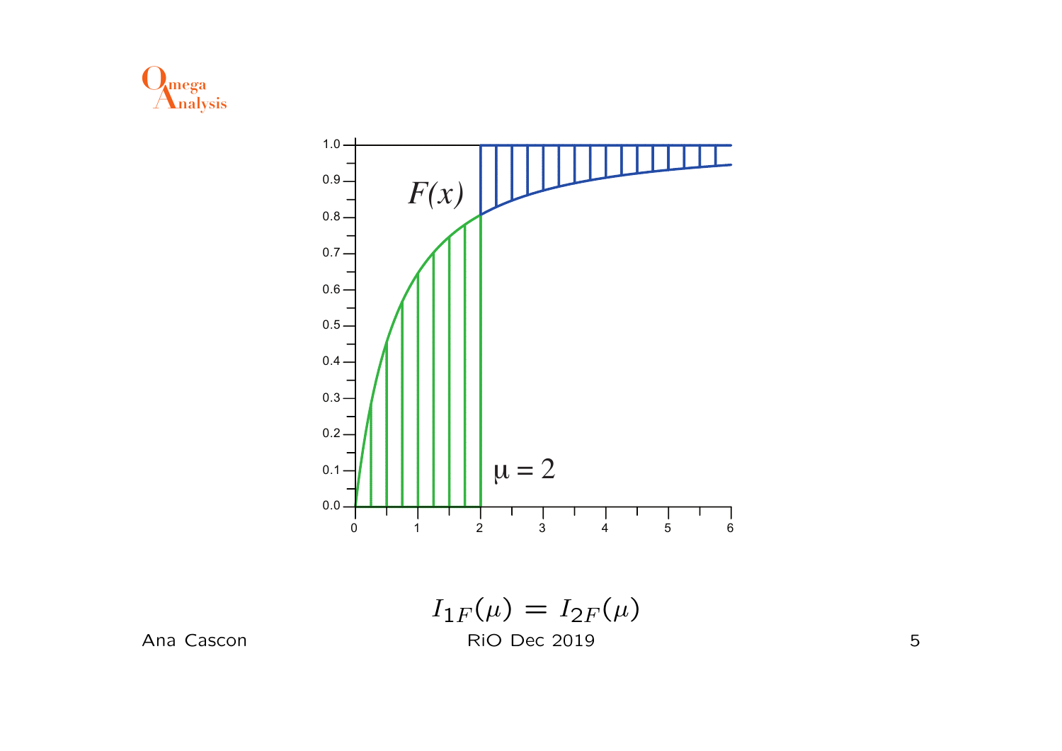$$I_{1F}(\mu) = I_{2F}(\mu)$$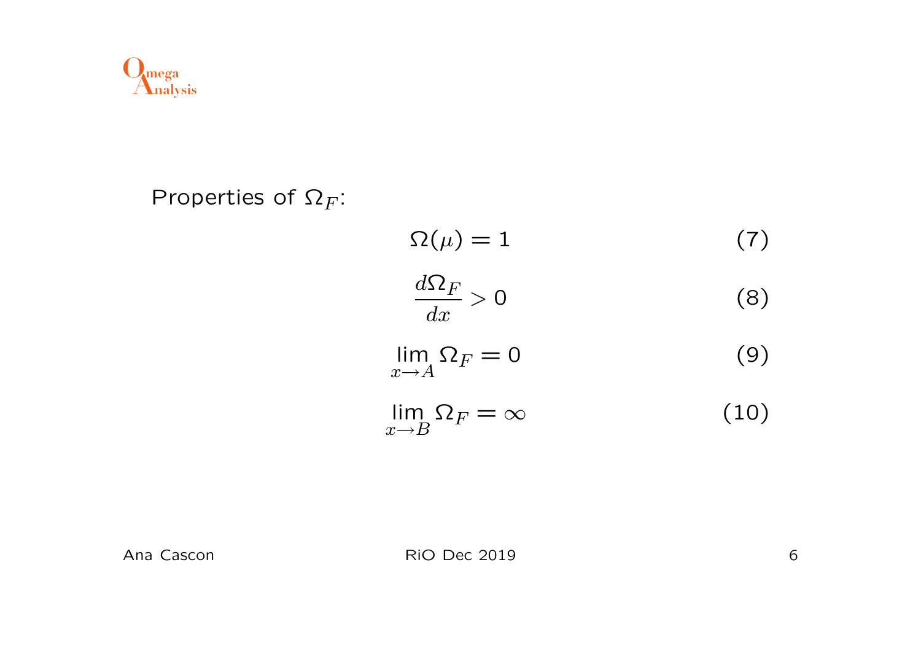Properties of $\Omega_F$:

$$\Omega(\mu) = 1 \tag{7}$$

$$\frac{d\Omega_F}{dx} > 0 \tag{8}$$

$$\lim_{x \to A} \Omega_F = 0 \tag{9}$$

$$\lim_{x \to B} \Omega_F = \infty \tag{10}$$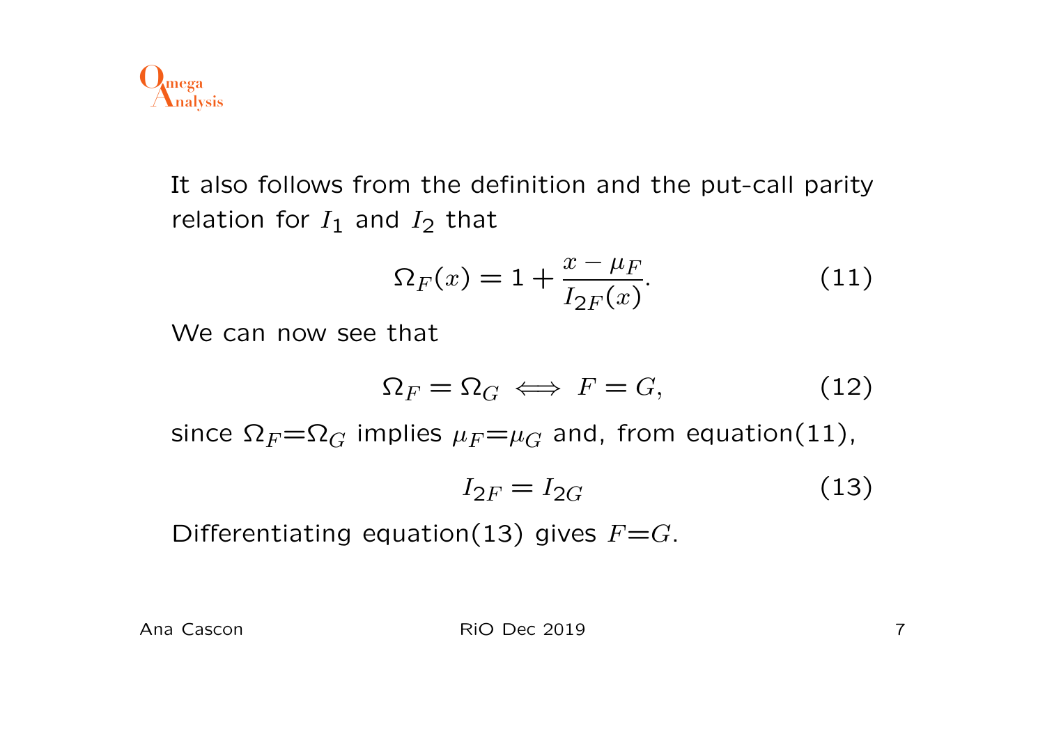It also follows from the definition and the put-call parity relation for $I_1$ and $I_2$ that

$$\Omega_F(x) = 1 + \frac{x - \mu_F}{I_{2F}(x)}. \tag{11}$$

We can now see that

$$\Omega_F = \Omega_G \iff F = G, \tag{12}$$

since $\Omega_F{=}\Omega_G$ implies $\mu_F{=}\mu_G$ and, from equation(11),

$$I_{2F} = I_{2G} \tag{13}$$

Differentiating equation(13) gives $F{=}G$.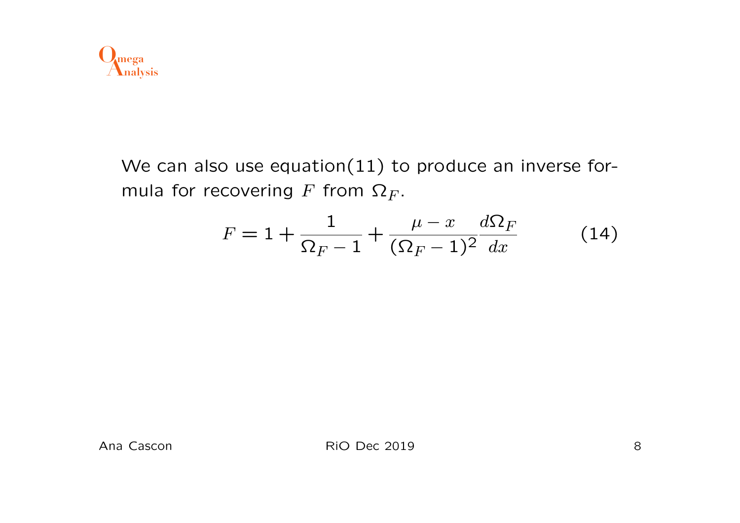We can also use equation(11) to produce an inverse formula for recovering $F$ from $\Omega_F$.

$$F = 1 + \frac{1}{\Omega_F - 1} + \frac{\mu - x}{(\Omega_F - 1)^2} \frac{d\Omega_F}{dx} \tag{14}$$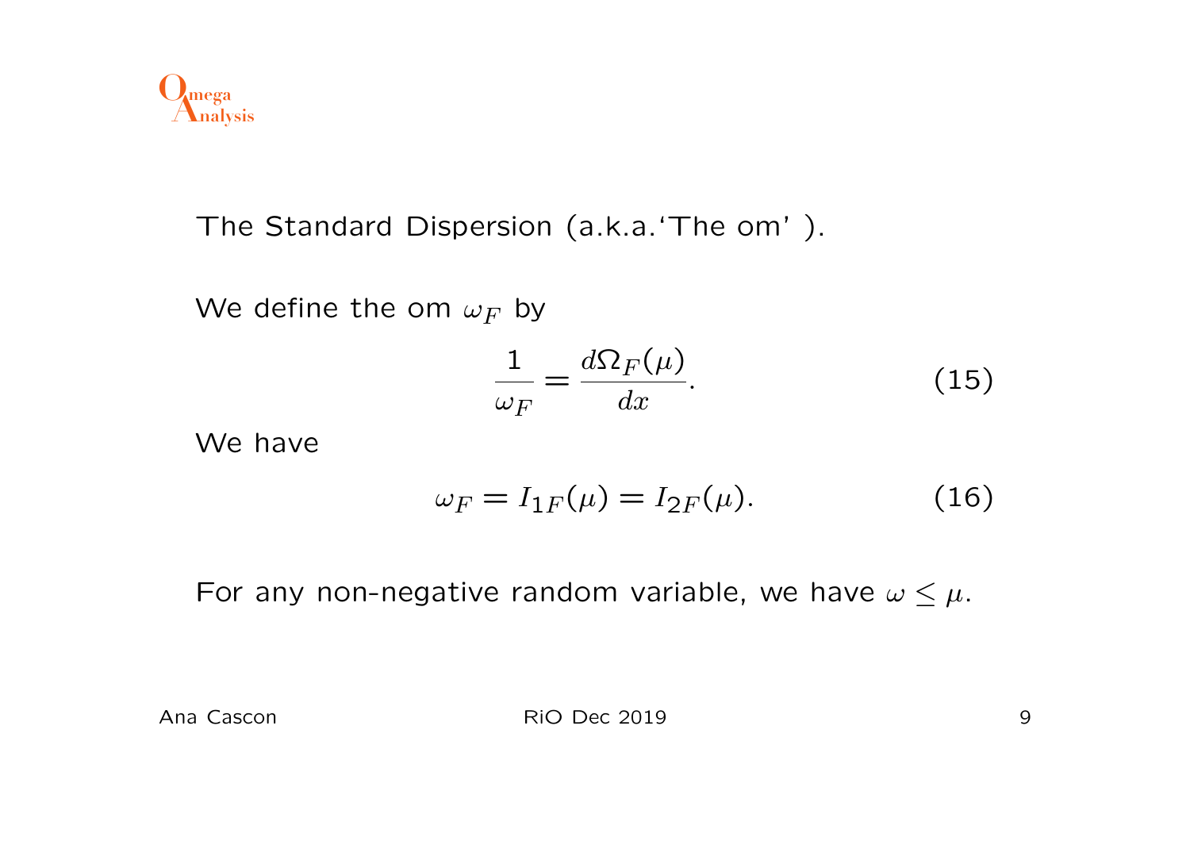The Standard Dispersion (a.k.a.‘The om’ ).

We define the om $\omega_F$ by

$$\frac{1}{\omega_F} = \frac{d\Omega_F(\mu)}{dx}. \tag{15}$$

We have

$$\omega_F = I_{1F}(\mu) = I_{2F}(\mu). \tag{16}$$

For any non-negative random variable, we have $\omega \leq \mu$.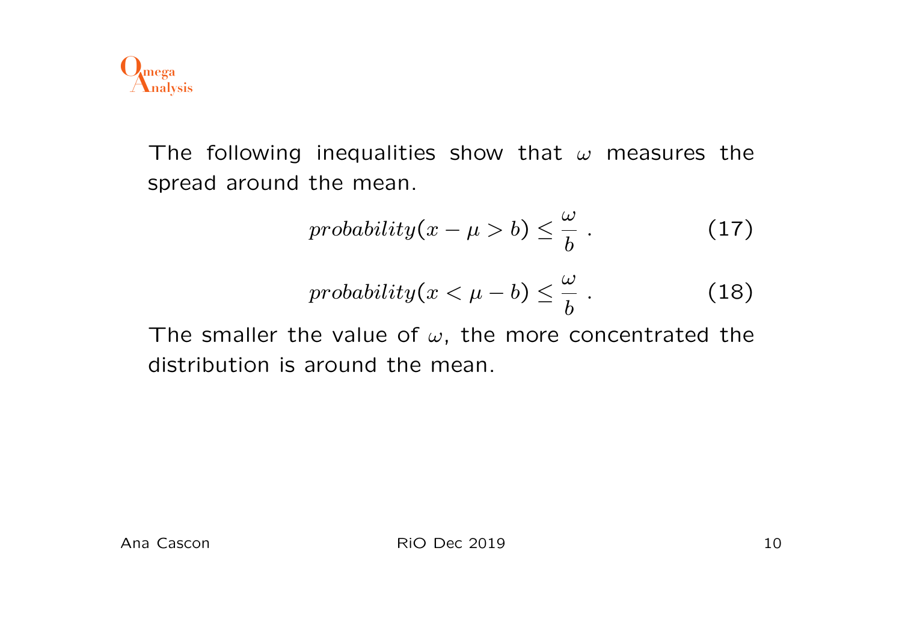The following inequalities show that $\omega$ measures the spread around the mean.

$$probability(x - \mu > b) \leq \frac{\omega}{b} \ . \tag{17}$$

$$probability(x < \mu - b) \leq \frac{\omega}{b} \ . \tag{18}$$

The smaller the value of $\omega$, the more concentrated the distribution is around the mean.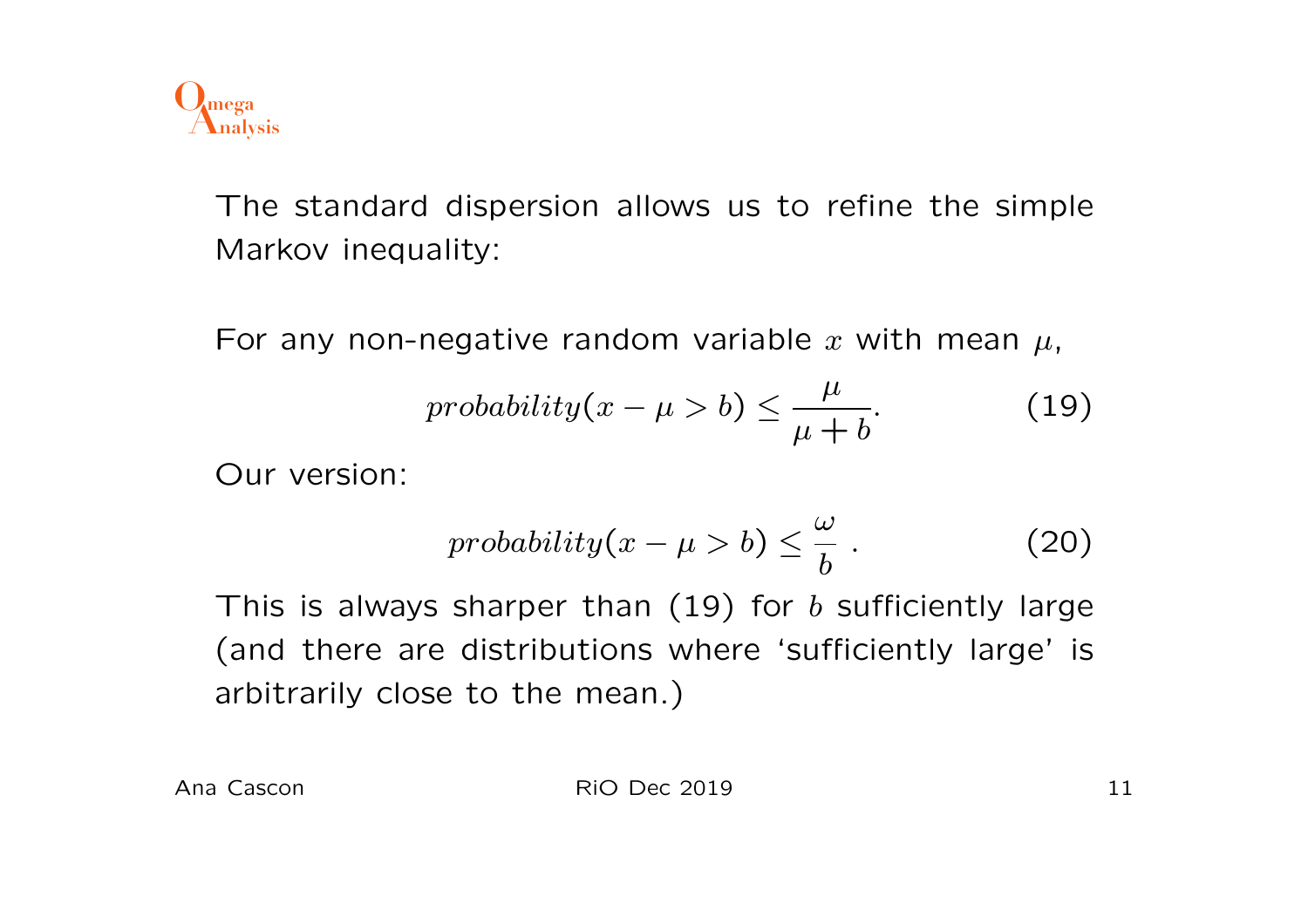The standard dispersion allows us to refine the simple Markov inequality:

For any non-negative random variable $x$ with mean $\mu$,

$$probability(x - \mu > b) \leq \frac{\mu}{\mu + b}. \tag{19}$$

Our version:

$$probability(x - \mu > b) \leq \frac{\omega}{b} \; . \tag{20}$$

This is always sharper than (19) for $b$ sufficiently large (and there are distributions where 'sufficiently large' is arbitrarily close to the mean.)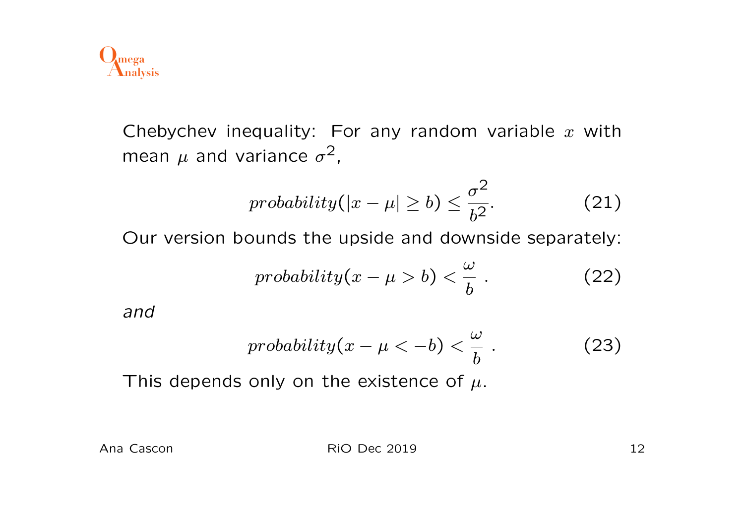Chebychev inequality: For any random variable $x$ with mean $\mu$ and variance $\sigma^2$,

$$probability(|x - \mu| \geq b) \leq \frac{\sigma^2}{b^2}. \tag{21}$$

Our version bounds the upside and downside separately:

$$probability(x - \mu > b) < \frac{\omega}{b} \ . \tag{22}$$

*and*

$$probability(x - \mu < -b) < \frac{\omega}{b} \ . \tag{23}$$

This depends only on the existence of $\mu$.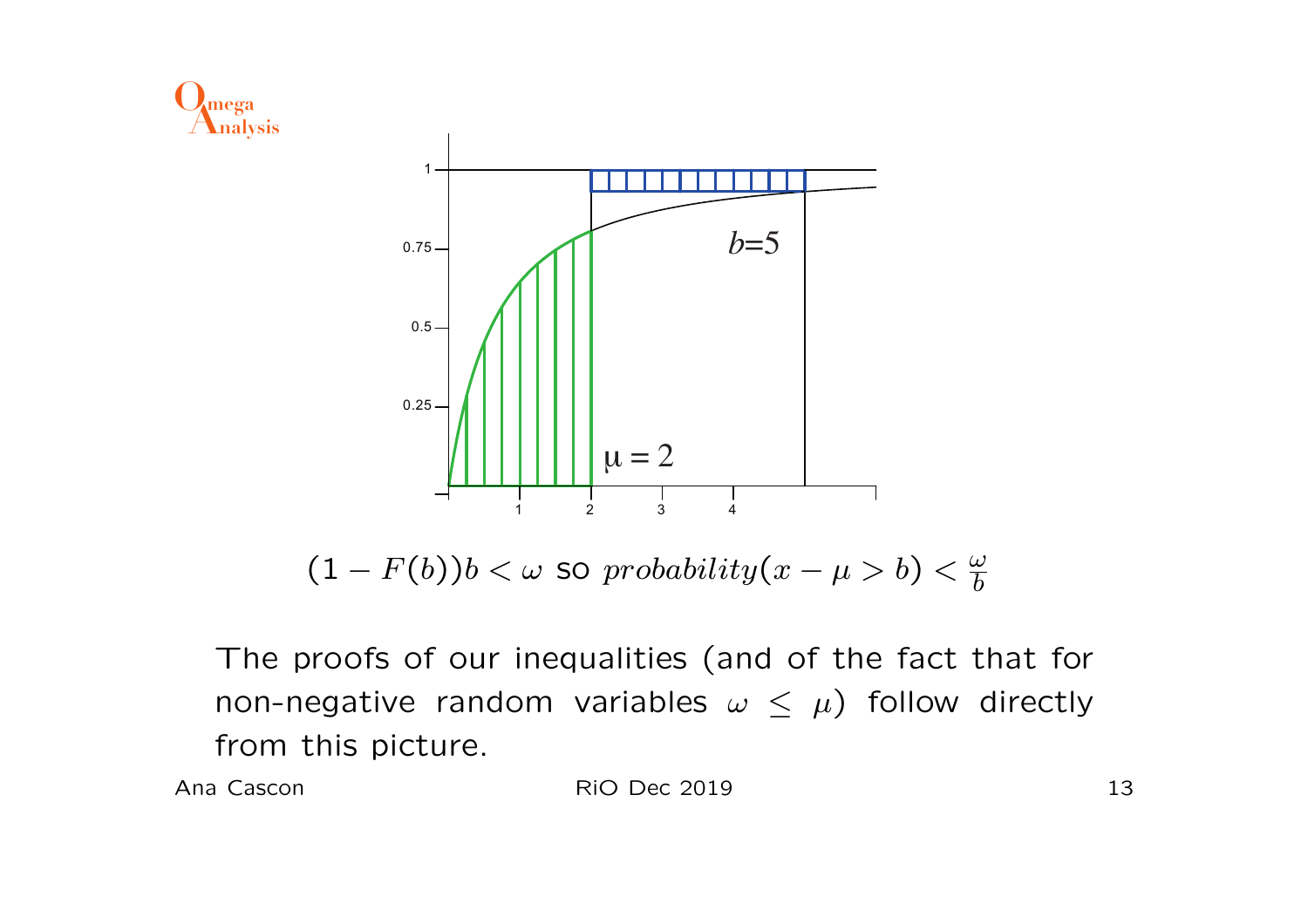$$(1 - F(b))b < \omega \text{ so } probability(x - \mu > b) < \frac{\omega}{b}$$

The proofs of our inequalities (and of the fact that for non-negative random variables $\omega \leq \mu$) follow directly from this picture.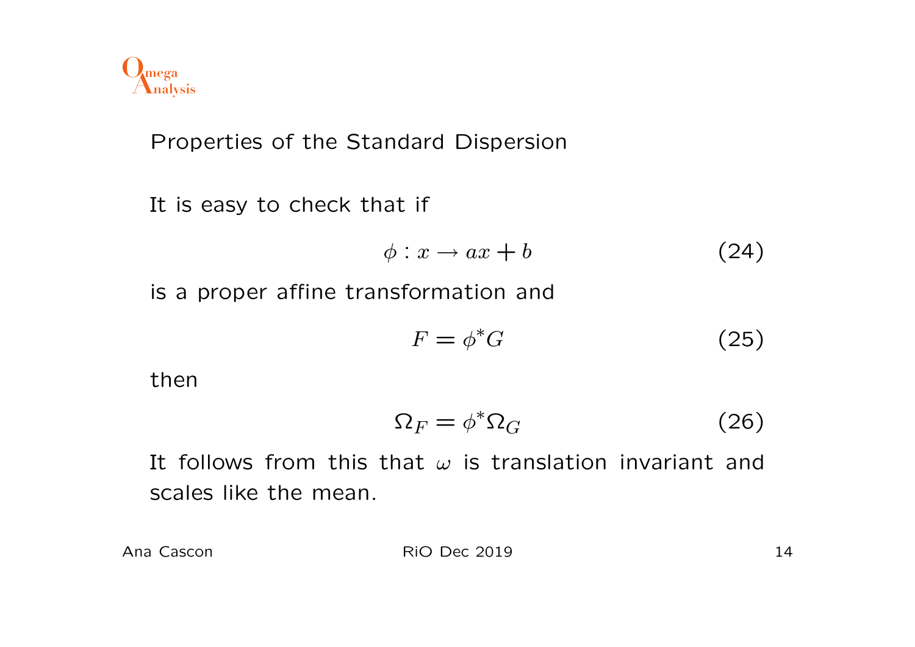## Properties of the Standard Dispersion

It is easy to check that if

$$\phi : x \to ax + b \tag{24}$$

is a proper affine transformation and

$$F = \phi^* G \tag{25}$$

then

$$\Omega_F = \phi^* \Omega_G \tag{26}$$

It follows from this that $\omega$ is translation invariant and scales like the mean.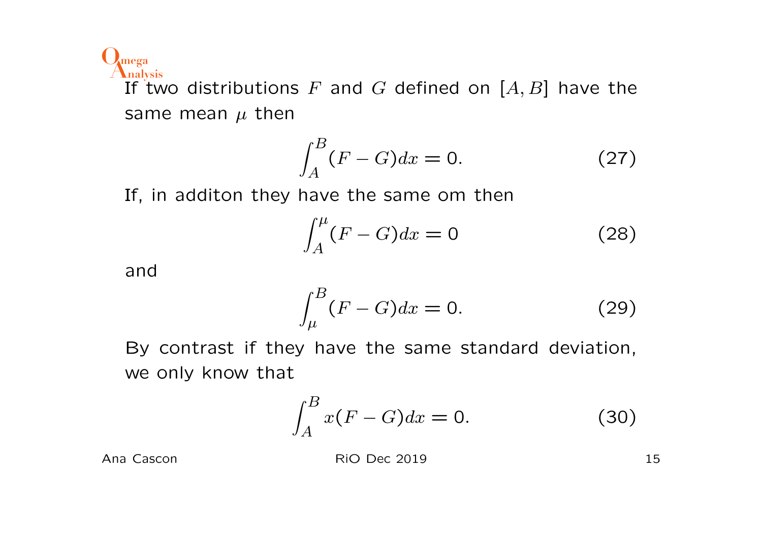If two distributions $F$ and $G$ defined on $[A, B]$ have the same mean $\mu$ then

$$\int_A^B (F - G)dx = 0. \tag{27}$$

If, in additon they have the same om then

$$\int_A^\mu (F - G)dx = 0 \tag{28}$$

and

$$\int_\mu^B (F - G)dx = 0. \tag{29}$$

By contrast if they have the same standard deviation, we only know that

$$\int_A^B x(F - G)dx = 0. \tag{30}$$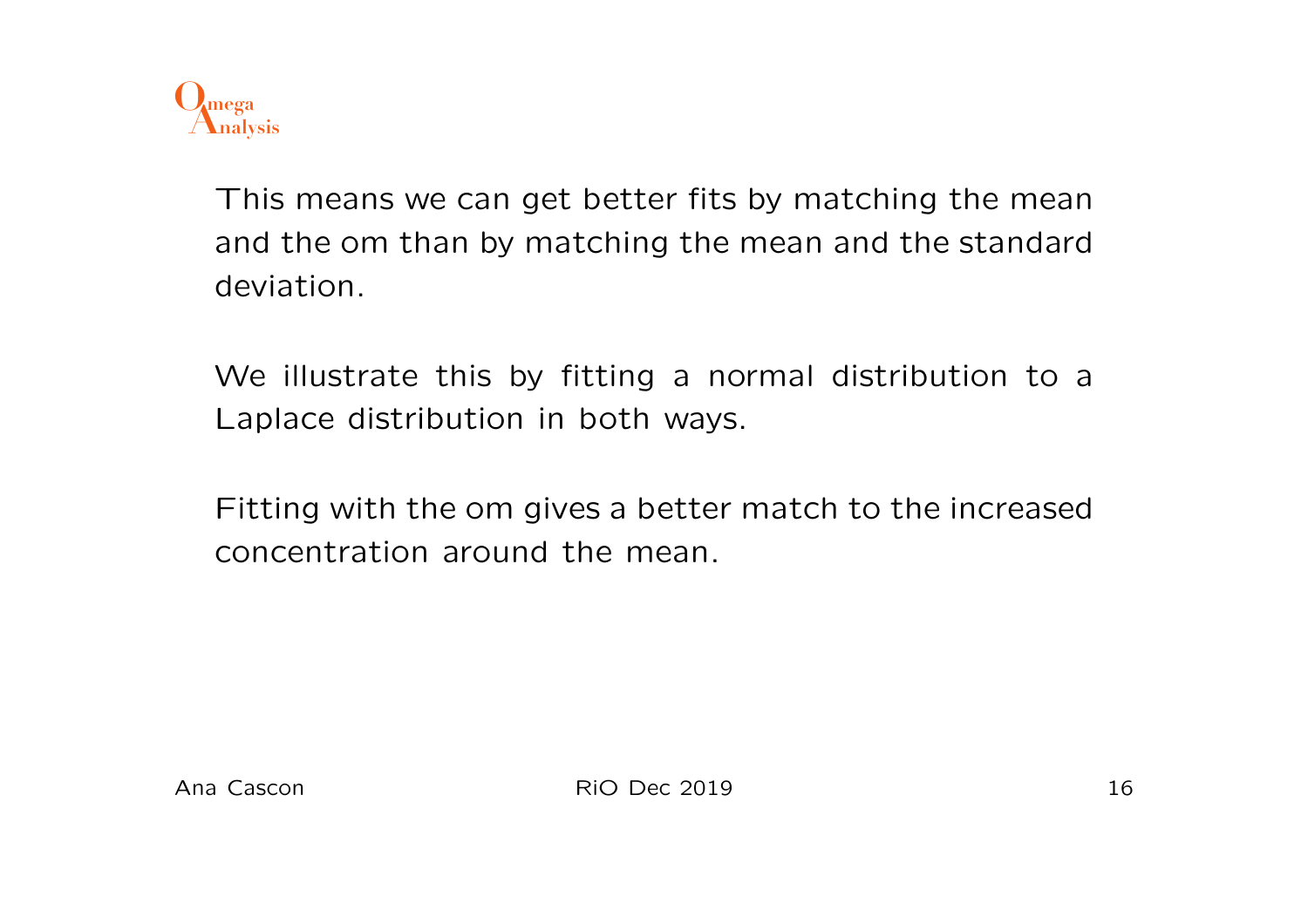This means we can get better fits by matching the mean and the om than by matching the mean and the standard deviation.

We illustrate this by fitting a normal distribution to a Laplace distribution in both ways.

Fitting with the om gives a better match to the increased concentration around the mean.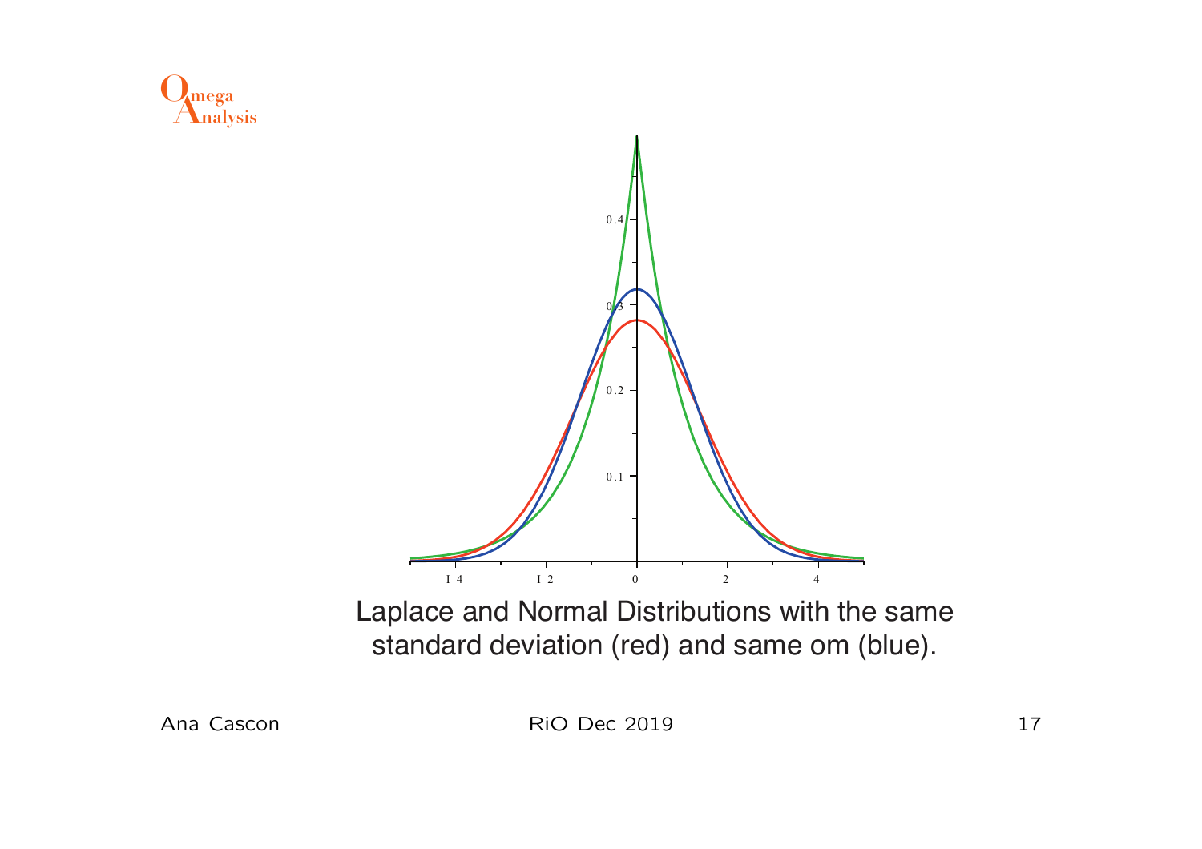Laplace and Normal Distributions with the same standard deviation (red) and same om (blue).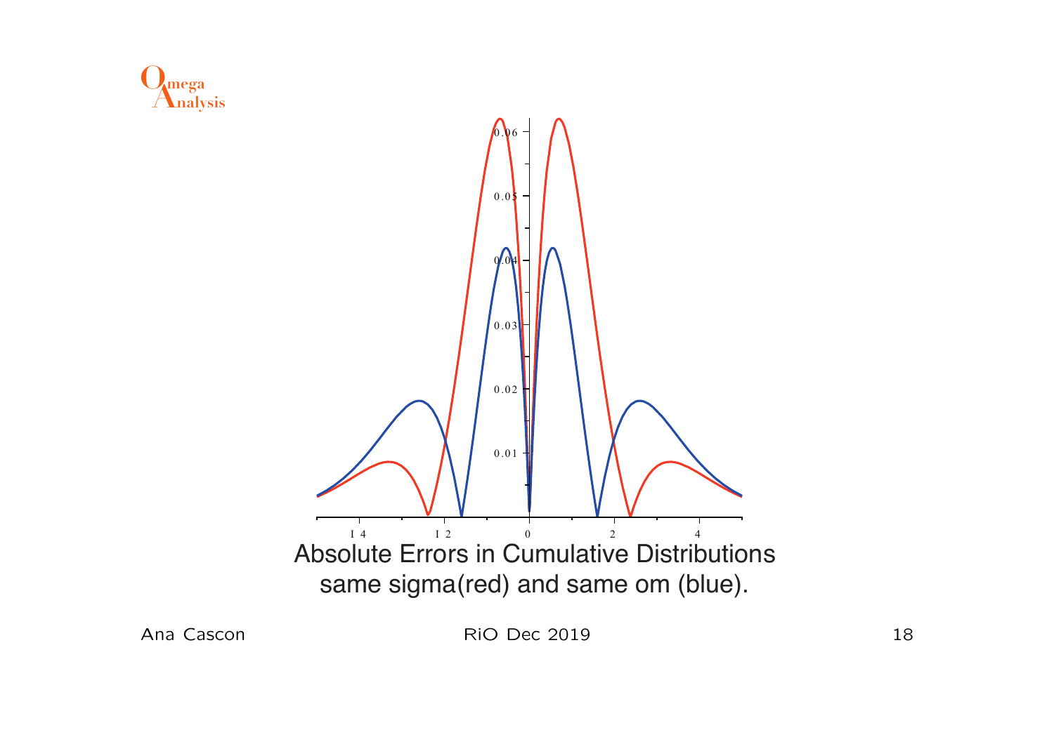Absolute Errors in Cumulative Distributions
same sigma(red) and same om (blue).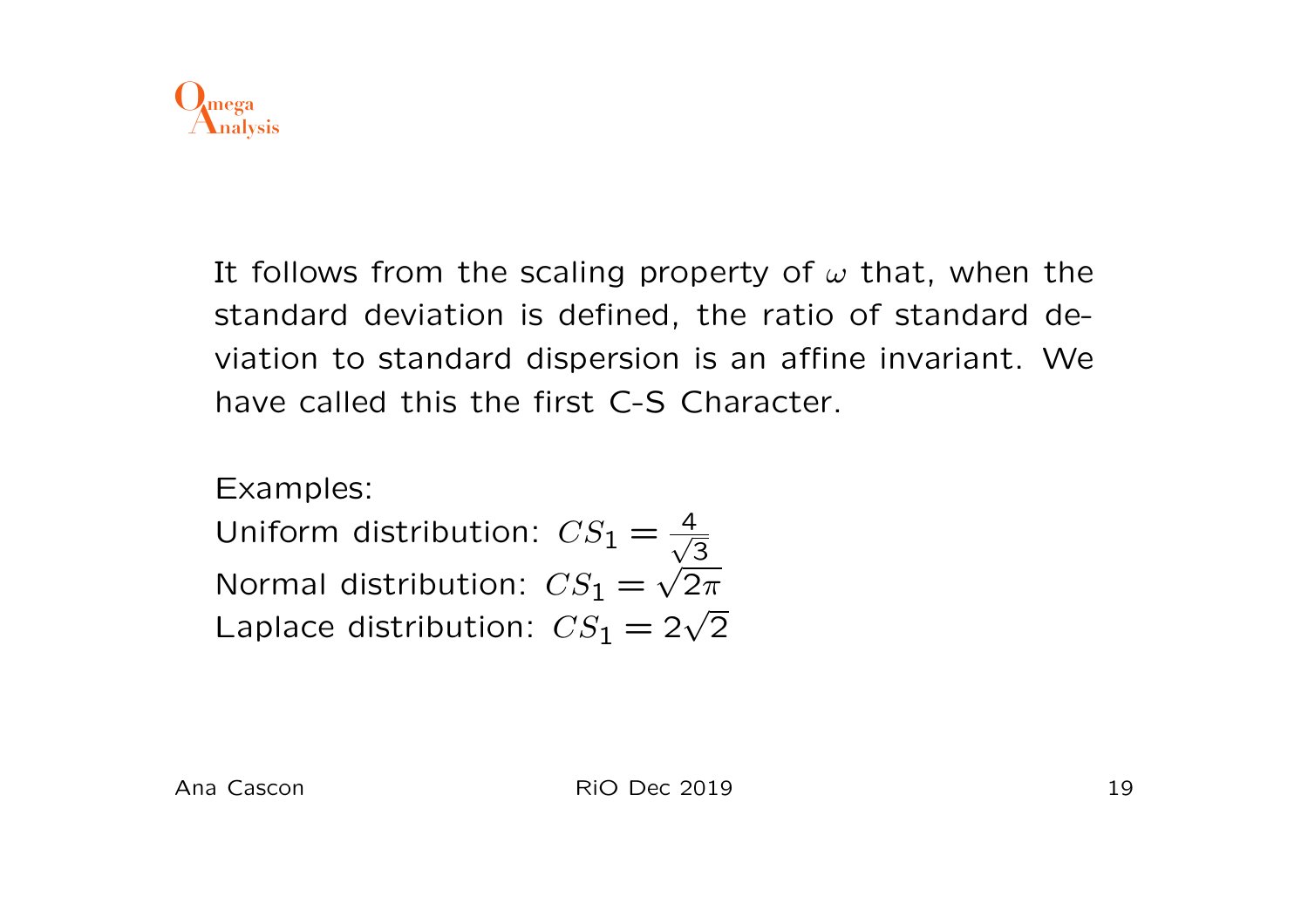It follows from the scaling property of $\omega$ that, when the standard deviation is defined, the ratio of standard deviation to standard dispersion is an affine invariant. We have called this the first C-S Character.

Examples:
Uniform distribution: $CS_1 = \frac{4}{\sqrt{3}}$
Normal distribution: $CS_1 = \sqrt{2\pi}$
Laplace distribution: $CS_1 = 2\sqrt{2}$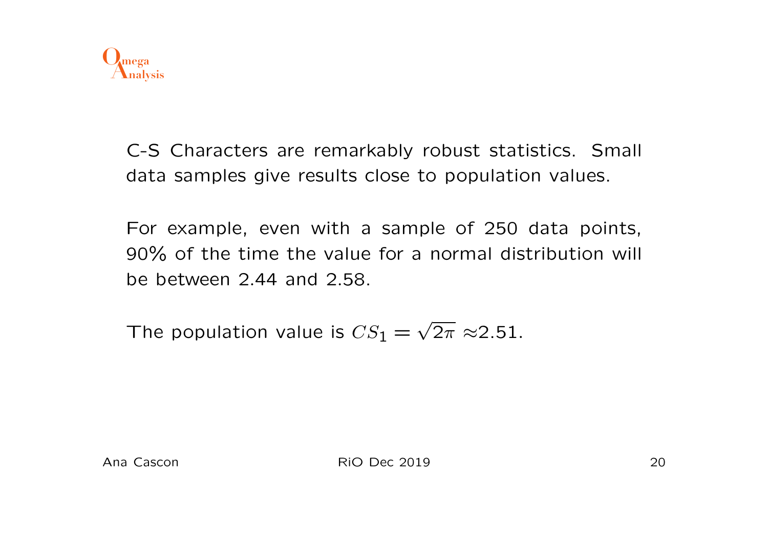C-S Characters are remarkably robust statistics. Small data samples give results close to population values.

For example, even with a sample of 250 data points, 90% of the time the value for a normal distribution will be between 2.44 and 2.58.

The population value is $CS_1 = \sqrt{2\pi} \approx 2.51$.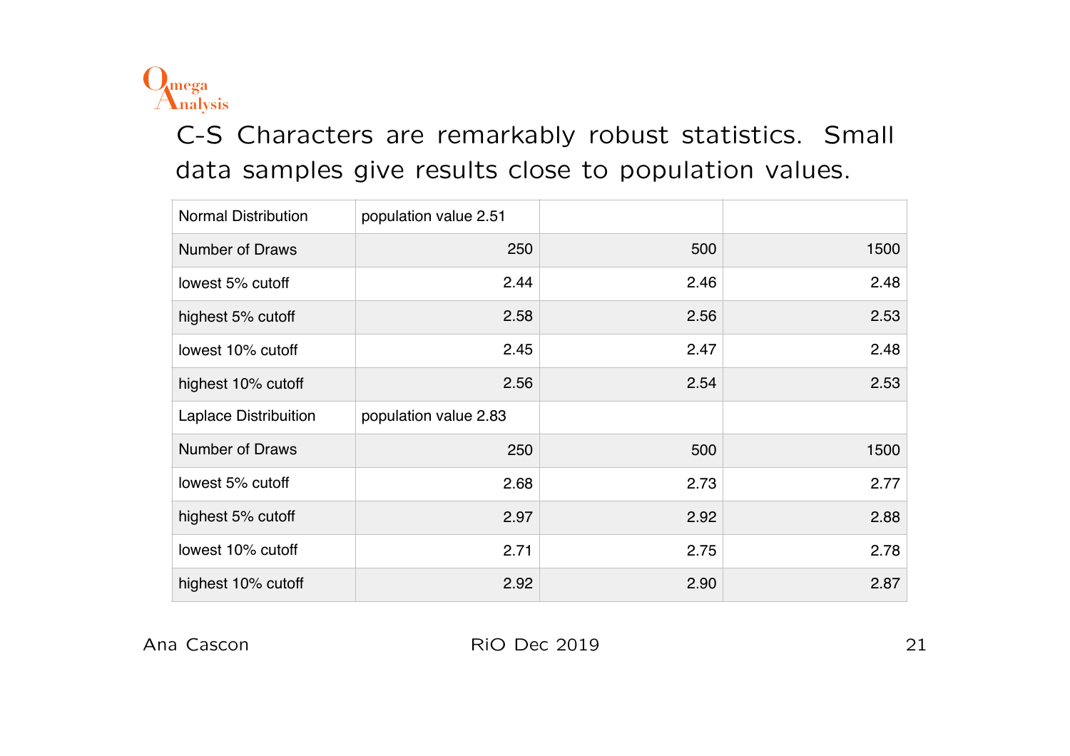## C-S Characters are remarkably robust statistics. Small data samples give results close to population values.

| Normal Distribution | population value 2.51 | | |
|---|---|---|---|
| Number of Draws | 250 | 500 | 1500 |
| lowest 5% cutoff | 2.44 | 2.46 | 2.48 |
| highest 5% cutoff | 2.58 | 2.56 | 2.53 |
| lowest 10% cutoff | 2.45 | 2.47 | 2.48 |
| highest 10% cutoff | 2.56 | 2.54 | 2.53 |
| Laplace Distribuition | population value 2.83 | | |
| Number of Draws | 250 | 500 | 1500 |
| lowest 5% cutoff | 2.68 | 2.73 | 2.77 |
| highest 5% cutoff | 2.97 | 2.92 | 2.88 |
| lowest 10% cutoff | 2.71 | 2.75 | 2.78 |
| highest 10% cutoff | 2.92 | 2.90 | 2.87 |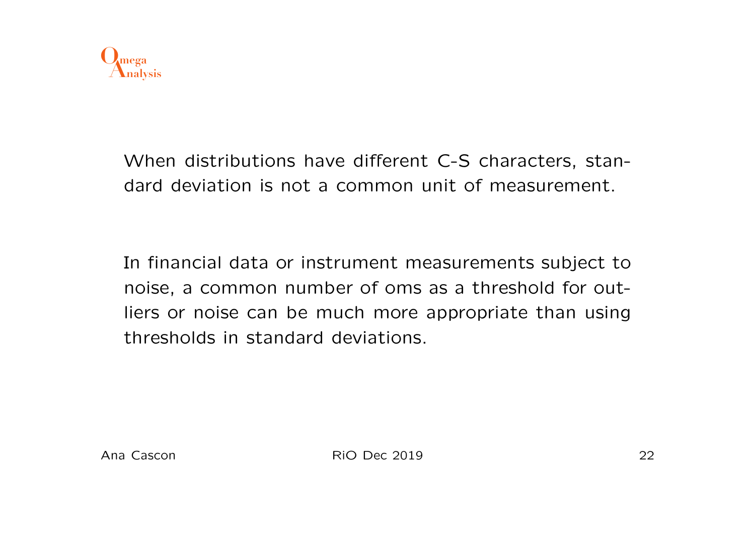When distributions have different C-S characters, standard deviation is not a common unit of measurement.

In financial data or instrument measurements subject to noise, a common number of oms as a threshold for outliers or noise can be much more appropriate than using thresholds in standard deviations.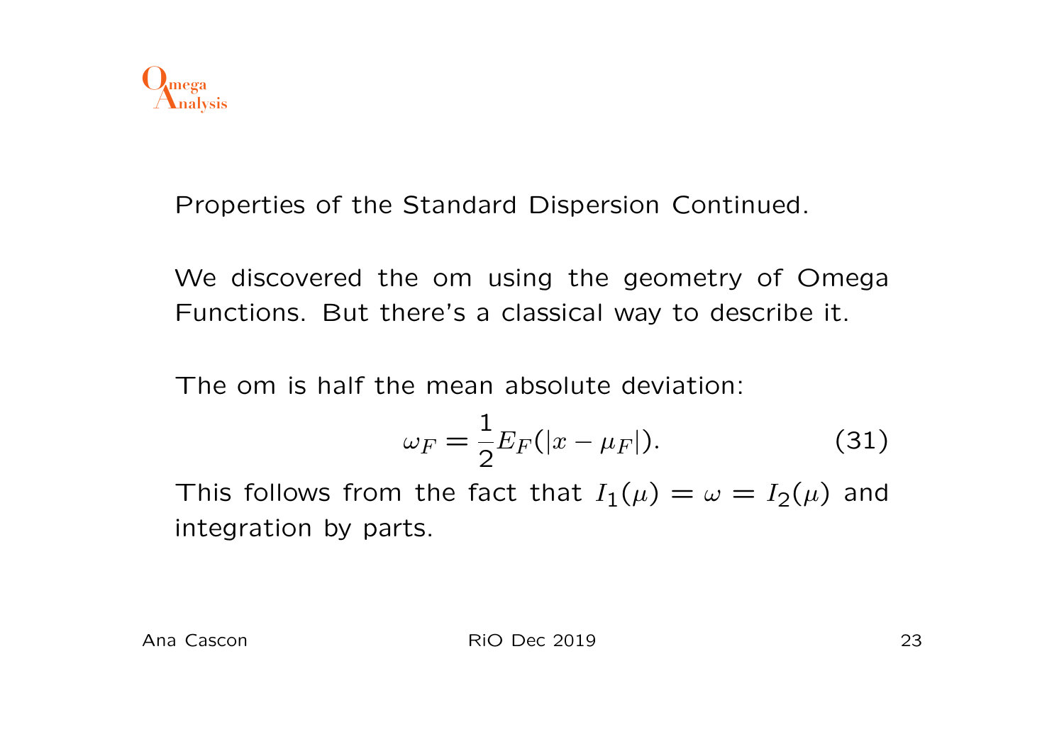Properties of the Standard Dispersion Continued.

We discovered the om using the geometry of Omega Functions. But there's a classical way to describe it.

The om is half the mean absolute deviation:

$$\omega_F = \frac{1}{2} E_F(|x - \mu_F|). \tag{31}$$

This follows from the fact that $I_1(\mu) = \omega = I_2(\mu)$ and integration by parts.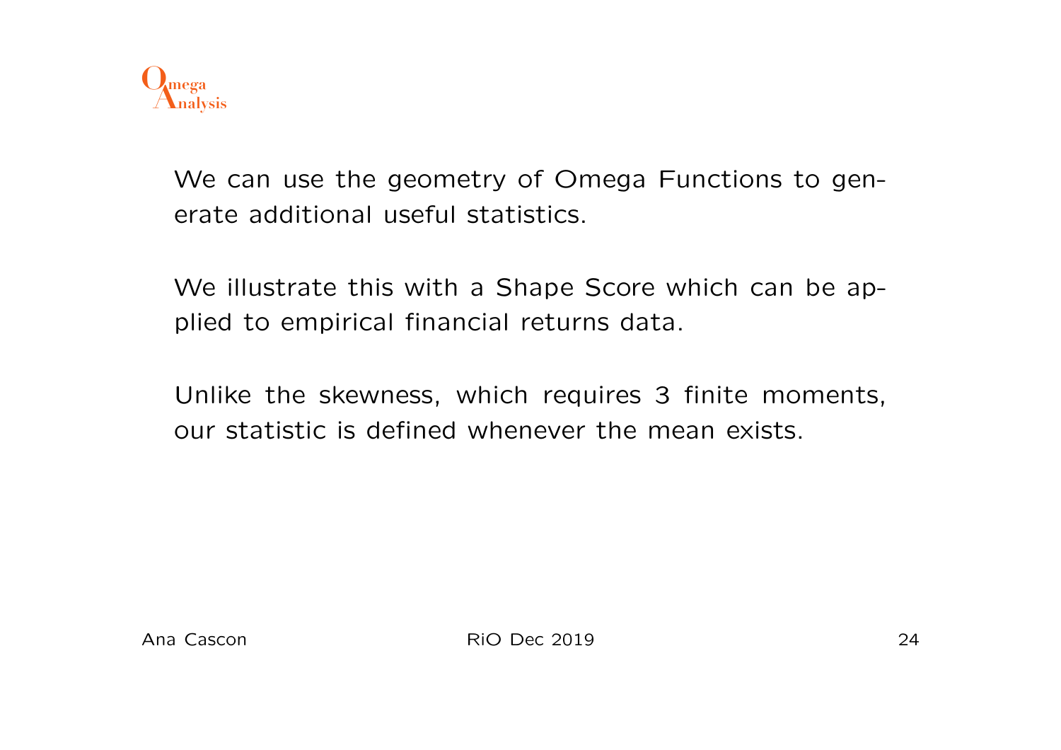We can use the geometry of Omega Functions to generate additional useful statistics.

We illustrate this with a Shape Score which can be applied to empirical financial returns data.

Unlike the skewness, which requires 3 finite moments, our statistic is defined whenever the mean exists.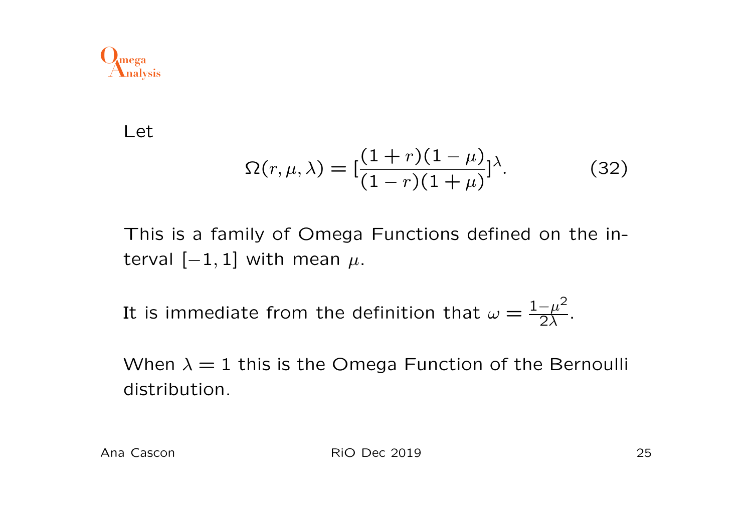Let

$$\Omega(r,\mu,\lambda) = [\frac{(1+r)(1-\mu)}{(1-r)(1+\mu)}]^{\lambda}. \tag{32}$$

This is a family of Omega Functions defined on the interval $[-1,1]$ with mean $\mu$.

It is immediate from the definition that $\omega = \frac{1-\mu^2}{2\lambda}$.

When $\lambda = 1$ this is the Omega Function of the Bernoulli distribution.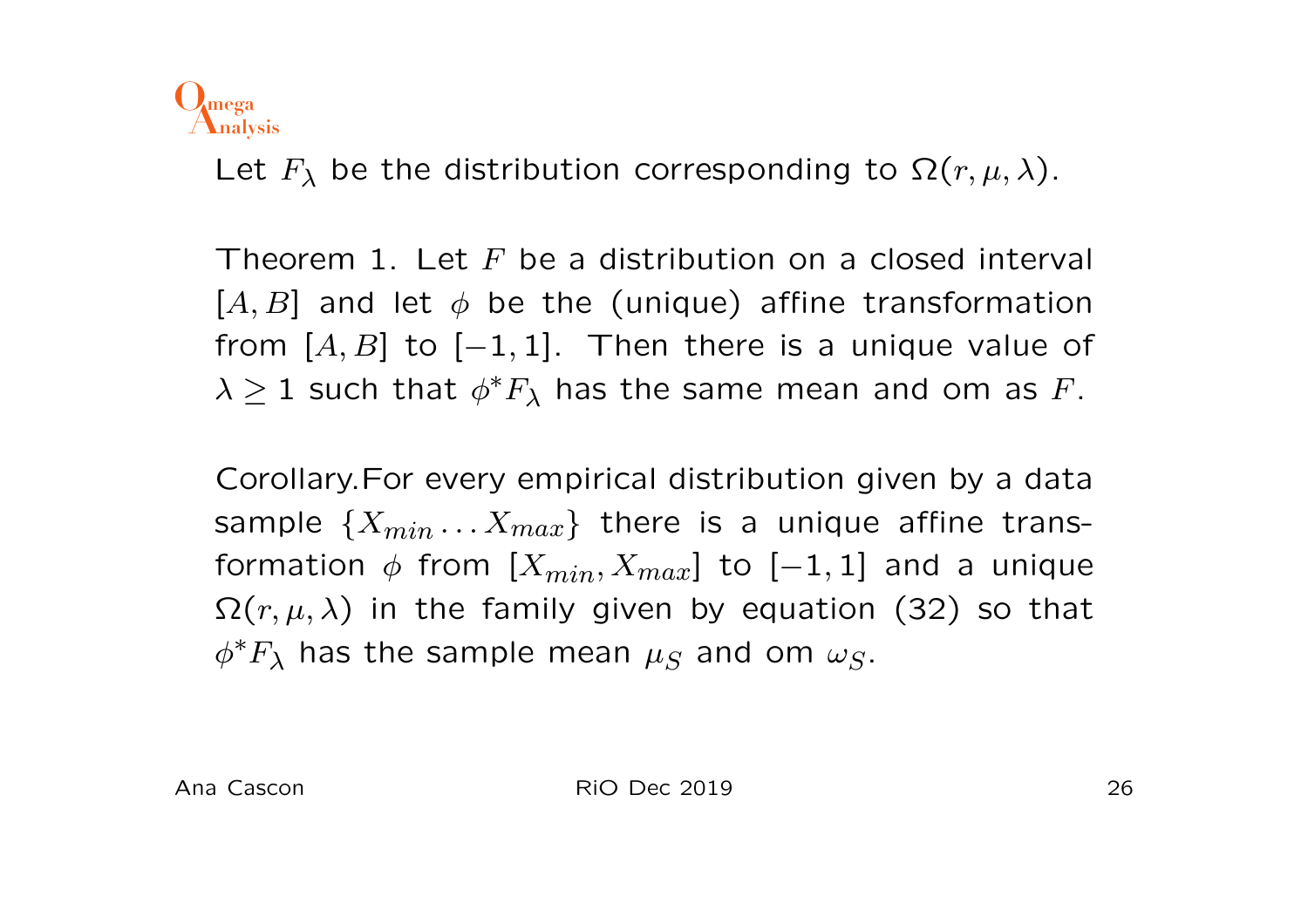Let $F_\lambda$ be the distribution corresponding to $\Omega(r, \mu, \lambda)$.

Theorem 1. Let $F$ be a distribution on a closed interval $[A, B]$ and let $\phi$ be the (unique) affine transformation from $[A, B]$ to $[-1, 1]$. Then there is a unique value of $\lambda \geq 1$ such that $\phi^* F_\lambda$ has the same mean and om as $F$.

Corollary.For every empirical distribution given by a data sample $\{X_{min} \ldots X_{max}\}$ there is a unique affine transformation $\phi$ from $[X_{min}, X_{max}]$ to $[-1, 1]$ and a unique $\Omega(r, \mu, \lambda)$ in the family given by equation (32) so that $\phi^* F_\lambda$ has the sample mean $\mu_S$ and om $\omega_S$.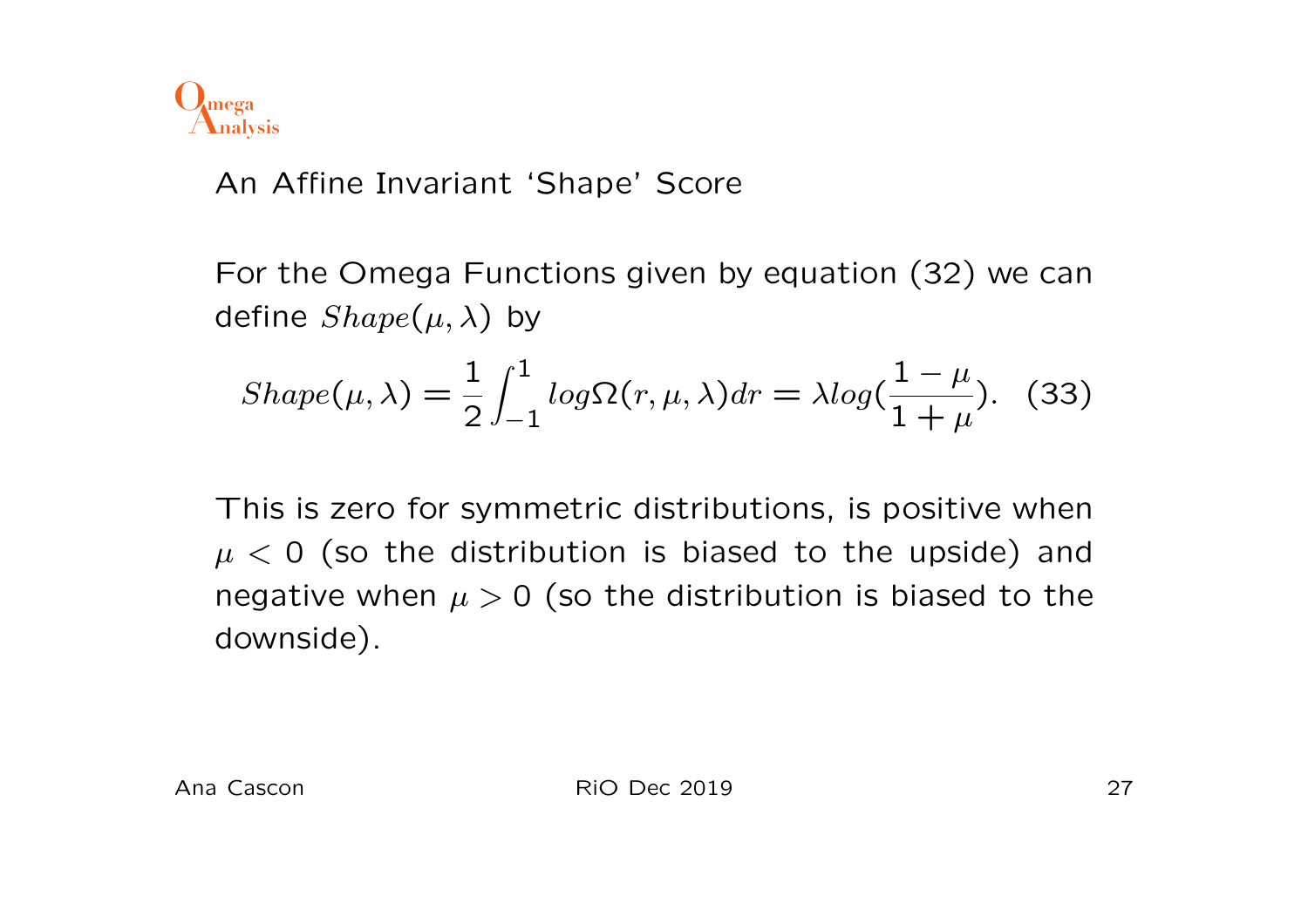## An Affine Invariant 'Shape' Score

For the Omega Functions given by equation (32) we can define $Shape(\mu, \lambda)$ by

$$Shape(\mu, \lambda) = \frac{1}{2}\int_{-1}^{1} log\Omega(r, \mu, \lambda)dr = \lambda log(\frac{1-\mu}{1+\mu}). \quad (33)$$

This is zero for symmetric distributions, is positive when $\mu < 0$ (so the distribution is biased to the upside) and negative when $\mu > 0$ (so the distribution is biased to the downside).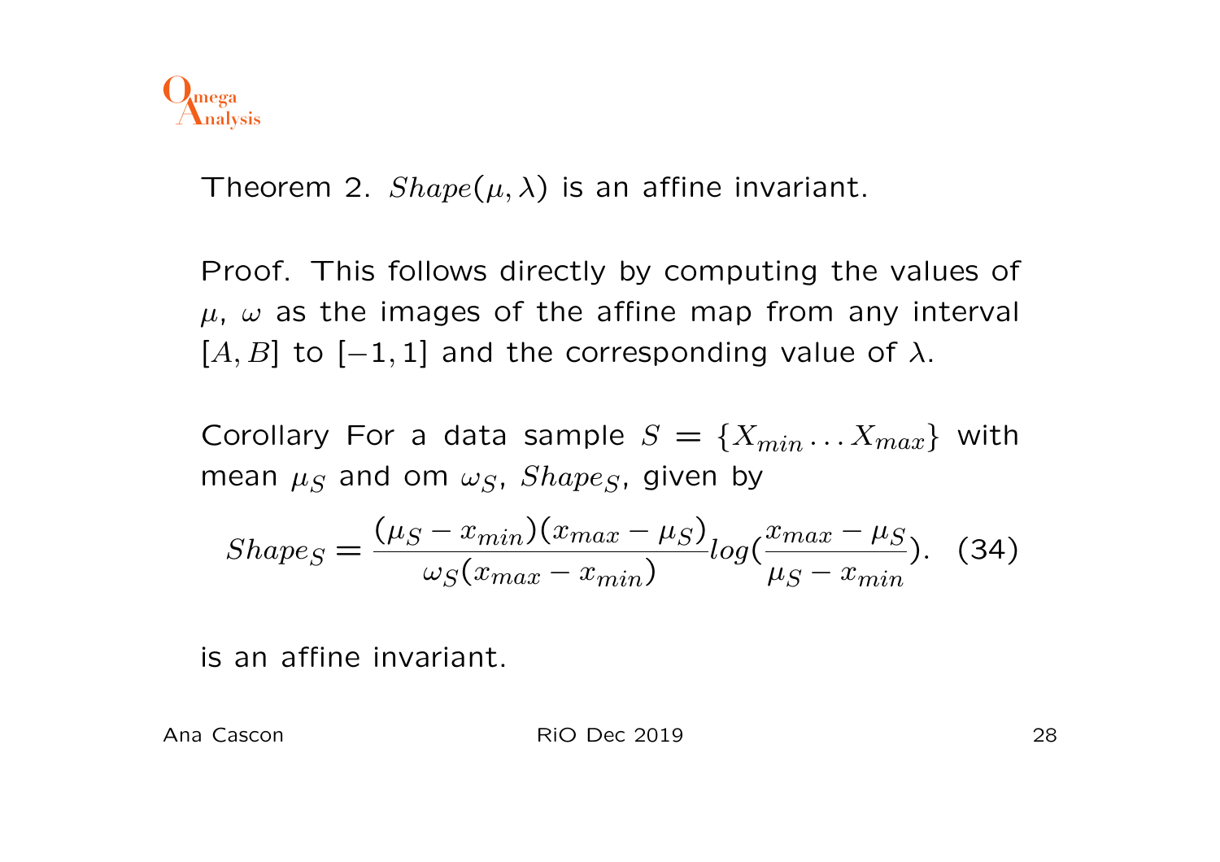Theorem 2. $Shape(\mu, \lambda)$ is an affine invariant.

Proof. This follows directly by computing the values of $\mu$, $\omega$ as the images of the affine map from any interval $[A, B]$ to $[-1, 1]$ and the corresponding value of $\lambda$.

Corollary For a data sample $S = \{X_{min} \ldots X_{max}\}$ with mean $\mu_S$ and om $\omega_S$, $Shape_S$, given by

$$Shape_S = \frac{(\mu_S - x_{min})(x_{max} - \mu_S)}{\omega_S(x_{max} - x_{min})} log(\frac{x_{max} - \mu_S}{\mu_S - x_{min}}). \quad (34)$$

is an affine invariant.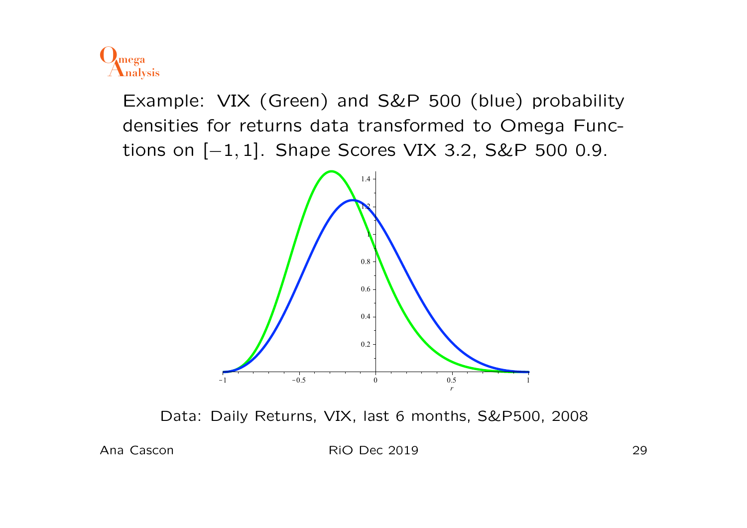Omega
Analysis

Example: VIX (Green) and S&P 500 (blue) probability densities for returns data transformed to Omega Functions on $[-1, 1]$. Shape Scores VIX 3.2, S&P 500 0.9.

1.4
1.2
1
0.8
0.6
0.4
0.2
−1
−0.5
0
0.5
1
$r$

Data: Daily Returns, VIX, last 6 months, S&P500, 2008

Ana Cascon

RiO Dec 2019